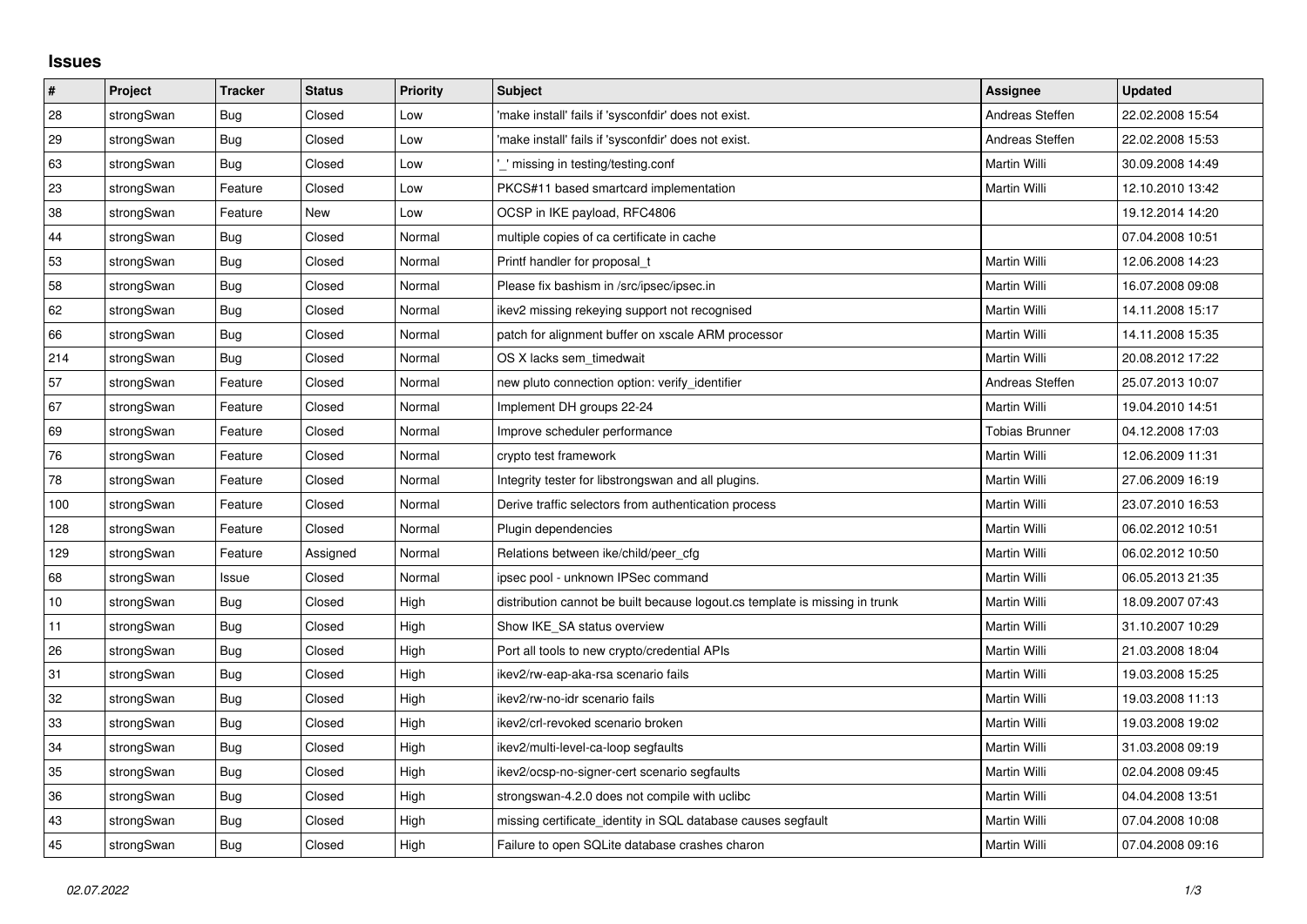# Issues

| # | Project | Tracker | Status | Priority | Subject | Assignee | Updated |
|---|---|---|---|---|---|---|---|
| 28 | strongSwan | Bug | Closed | Low | 'make install' fails if 'sysconfdir' does not exist. | Andreas Steffen | 22.02.2008 15:54 |
| 29 | strongSwan | Bug | Closed | Low | 'make install' fails if 'sysconfdir' does not exist. | Andreas Steffen | 22.02.2008 15:53 |
| 63 | strongSwan | Bug | Closed | Low | '_' missing in testing/testing.conf | Martin Willi | 30.09.2008 14:49 |
| 23 | strongSwan | Feature | Closed | Low | PKCS#11 based smartcard implementation | Martin Willi | 12.10.2010 13:42 |
| 38 | strongSwan | Feature | New | Low | OCSP in IKE payload, RFC4806 | | 19.12.2014 14:20 |
| 44 | strongSwan | Bug | Closed | Normal | multiple copies of ca certificate in cache | | 07.04.2008 10:51 |
| 53 | strongSwan | Bug | Closed | Normal | Printf handler for proposal_t | Martin Willi | 12.06.2008 14:23 |
| 58 | strongSwan | Bug | Closed | Normal | Please fix bashism in /src/ipsec/ipsec.in | Martin Willi | 16.07.2008 09:08 |
| 62 | strongSwan | Bug | Closed | Normal | ikev2 missing rekeying support not recognised | Martin Willi | 14.11.2008 15:17 |
| 66 | strongSwan | Bug | Closed | Normal | patch for alignment buffer on xscale ARM processor | Martin Willi | 14.11.2008 15:35 |
| 214 | strongSwan | Bug | Closed | Normal | OS X lacks sem_timedwait | Martin Willi | 20.08.2012 17:22 |
| 57 | strongSwan | Feature | Closed | Normal | new pluto connection option: verify_identifier | Andreas Steffen | 25.07.2013 10:07 |
| 67 | strongSwan | Feature | Closed | Normal | Implement DH groups 22-24 | Martin Willi | 19.04.2010 14:51 |
| 69 | strongSwan | Feature | Closed | Normal | Improve scheduler performance | Tobias Brunner | 04.12.2008 17:03 |
| 76 | strongSwan | Feature | Closed | Normal | crypto test framework | Martin Willi | 12.06.2009 11:31 |
| 78 | strongSwan | Feature | Closed | Normal | Integrity tester for libstrongswan and all plugins. | Martin Willi | 27.06.2009 16:19 |
| 100 | strongSwan | Feature | Closed | Normal | Derive traffic selectors from authentication process | Martin Willi | 23.07.2010 16:53 |
| 128 | strongSwan | Feature | Closed | Normal | Plugin dependencies | Martin Willi | 06.02.2012 10:51 |
| 129 | strongSwan | Feature | Assigned | Normal | Relations between ike/child/peer_cfg | Martin Willi | 06.02.2012 10:50 |
| 68 | strongSwan | Issue | Closed | Normal | ipsec pool - unknown IPSec command | Martin Willi | 06.05.2013 21:35 |
| 10 | strongSwan | Bug | Closed | High | distribution cannot be built because logout.cs template is missing in trunk | Martin Willi | 18.09.2007 07:43 |
| 11 | strongSwan | Bug | Closed | High | Show IKE_SA status overview | Martin Willi | 31.10.2007 10:29 |
| 26 | strongSwan | Bug | Closed | High | Port all tools to new crypto/credential APIs | Martin Willi | 21.03.2008 18:04 |
| 31 | strongSwan | Bug | Closed | High | ikev2/rw-eap-aka-rsa scenario fails | Martin Willi | 19.03.2008 15:25 |
| 32 | strongSwan | Bug | Closed | High | ikev2/rw-no-idr scenario fails | Martin Willi | 19.03.2008 11:13 |
| 33 | strongSwan | Bug | Closed | High | ikev2/crl-revoked scenario broken | Martin Willi | 19.03.2008 19:02 |
| 34 | strongSwan | Bug | Closed | High | ikev2/multi-level-ca-loop segfaults | Martin Willi | 31.03.2008 09:19 |
| 35 | strongSwan | Bug | Closed | High | ikev2/ocsp-no-signer-cert scenario segfaults | Martin Willi | 02.04.2008 09:45 |
| 36 | strongSwan | Bug | Closed | High | strongswan-4.2.0 does not compile with uclibc | Martin Willi | 04.04.2008 13:51 |
| 43 | strongSwan | Bug | Closed | High | missing certificate_identity in SQL database causes segfault | Martin Willi | 07.04.2008 10:08 |
| 45 | strongSwan | Bug | Closed | High | Failure to open SQLite database crashes charon | Martin Willi | 07.04.2008 09:16 |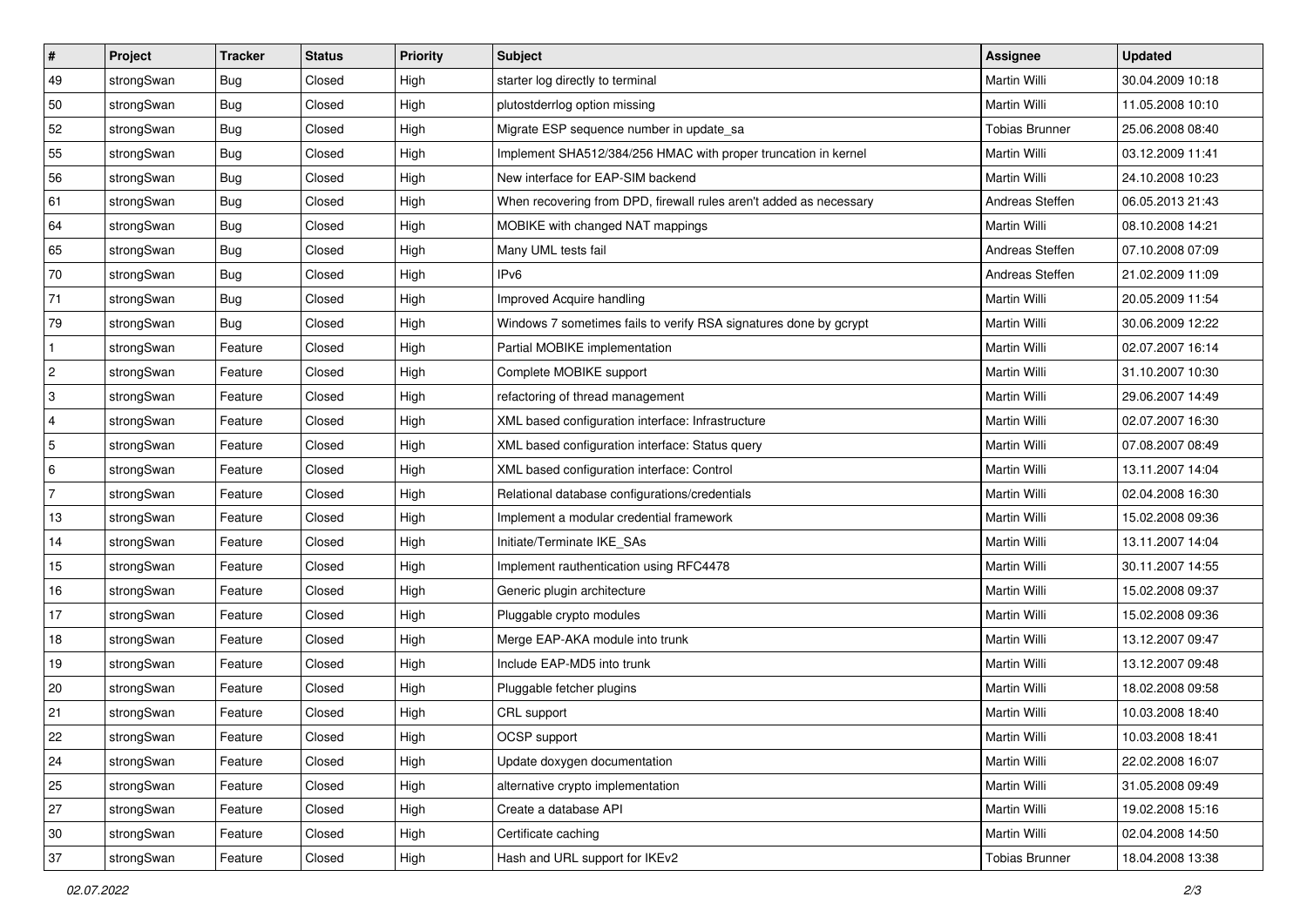| # | Project | Tracker | Status | Priority | Subject | Assignee | Updated |
|---|---|---|---|---|---|---|---|
| 49 | strongSwan | Bug | Closed | High | starter log directly to terminal | Martin Willi | 30.04.2009 10:18 |
| 50 | strongSwan | Bug | Closed | High | plutostderrlog option missing | Martin Willi | 11.05.2008 10:10 |
| 52 | strongSwan | Bug | Closed | High | Migrate ESP sequence number in update_sa | Tobias Brunner | 25.06.2008 08:40 |
| 55 | strongSwan | Bug | Closed | High | Implement SHA512/384/256 HMAC with proper truncation in kernel | Martin Willi | 03.12.2009 11:41 |
| 56 | strongSwan | Bug | Closed | High | New interface for EAP-SIM backend | Martin Willi | 24.10.2008 10:23 |
| 61 | strongSwan | Bug | Closed | High | When recovering from DPD, firewall rules aren't added as necessary | Andreas Steffen | 06.05.2013 21:43 |
| 64 | strongSwan | Bug | Closed | High | MOBIKE with changed NAT mappings | Martin Willi | 08.10.2008 14:21 |
| 65 | strongSwan | Bug | Closed | High | Many UML tests fail | Andreas Steffen | 07.10.2008 07:09 |
| 70 | strongSwan | Bug | Closed | High | IPv6 | Andreas Steffen | 21.02.2009 11:09 |
| 71 | strongSwan | Bug | Closed | High | Improved Acquire handling | Martin Willi | 20.05.2009 11:54 |
| 79 | strongSwan | Bug | Closed | High | Windows 7 sometimes fails to verify RSA signatures done by gcrypt | Martin Willi | 30.06.2009 12:22 |
| 1 | strongSwan | Feature | Closed | High | Partial MOBIKE implementation | Martin Willi | 02.07.2007 16:14 |
| 2 | strongSwan | Feature | Closed | High | Complete MOBIKE support | Martin Willi | 31.10.2007 10:30 |
| 3 | strongSwan | Feature | Closed | High | refactoring of thread management | Martin Willi | 29.06.2007 14:49 |
| 4 | strongSwan | Feature | Closed | High | XML based configuration interface: Infrastructure | Martin Willi | 02.07.2007 16:30 |
| 5 | strongSwan | Feature | Closed | High | XML based configuration interface: Status query | Martin Willi | 07.08.2007 08:49 |
| 6 | strongSwan | Feature | Closed | High | XML based configuration interface: Control | Martin Willi | 13.11.2007 14:04 |
| 7 | strongSwan | Feature | Closed | High | Relational database configurations/credentials | Martin Willi | 02.04.2008 16:30 |
| 13 | strongSwan | Feature | Closed | High | Implement a modular credential framework | Martin Willi | 15.02.2008 09:36 |
| 14 | strongSwan | Feature | Closed | High | Initiate/Terminate IKE_SAs | Martin Willi | 13.11.2007 14:04 |
| 15 | strongSwan | Feature | Closed | High | Implement rauthentication using RFC4478 | Martin Willi | 30.11.2007 14:55 |
| 16 | strongSwan | Feature | Closed | High | Generic plugin architecture | Martin Willi | 15.02.2008 09:37 |
| 17 | strongSwan | Feature | Closed | High | Pluggable crypto modules | Martin Willi | 15.02.2008 09:36 |
| 18 | strongSwan | Feature | Closed | High | Merge EAP-AKA module into trunk | Martin Willi | 13.12.2007 09:47 |
| 19 | strongSwan | Feature | Closed | High | Include EAP-MD5 into trunk | Martin Willi | 13.12.2007 09:48 |
| 20 | strongSwan | Feature | Closed | High | Pluggable fetcher plugins | Martin Willi | 18.02.2008 09:58 |
| 21 | strongSwan | Feature | Closed | High | CRL support | Martin Willi | 10.03.2008 18:40 |
| 22 | strongSwan | Feature | Closed | High | OCSP support | Martin Willi | 10.03.2008 18:41 |
| 24 | strongSwan | Feature | Closed | High | Update doxygen documentation | Martin Willi | 22.02.2008 16:07 |
| 25 | strongSwan | Feature | Closed | High | alternative crypto implementation | Martin Willi | 31.05.2008 09:49 |
| 27 | strongSwan | Feature | Closed | High | Create a database API | Martin Willi | 19.02.2008 15:16 |
| 30 | strongSwan | Feature | Closed | High | Certificate caching | Martin Willi | 02.04.2008 14:50 |
| 37 | strongSwan | Feature | Closed | High | Hash and URL support for IKEv2 | Tobias Brunner | 18.04.2008 13:38 |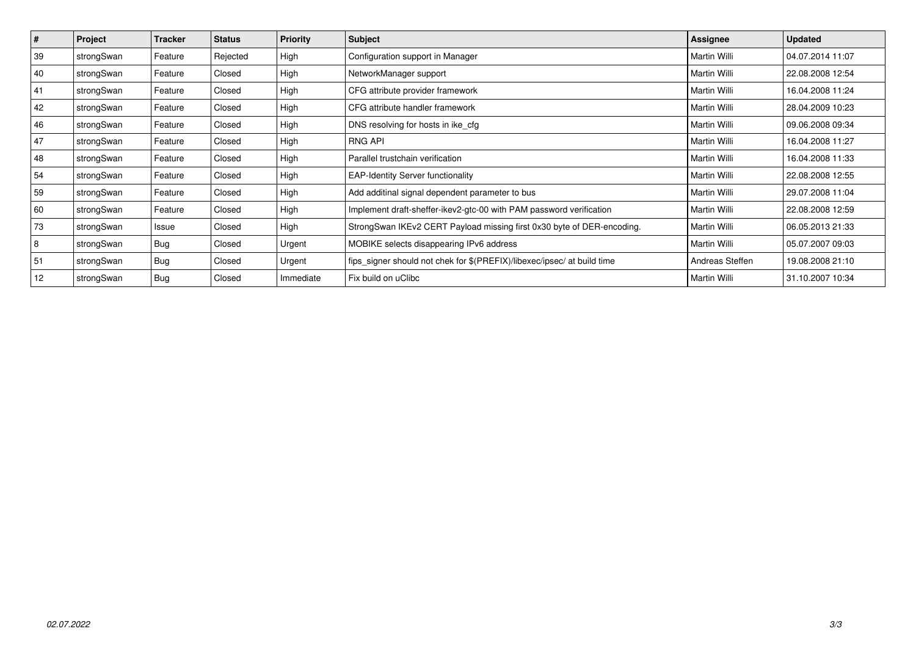| # | Project | Tracker | Status | Priority | Subject | Assignee | Updated |
|---|---|---|---|---|---|---|---|
| 39 | strongSwan | Feature | Rejected | High | Configuration support in Manager | Martin Willi | 04.07.2014 11:07 |
| 40 | strongSwan | Feature | Closed | High | NetworkManager support | Martin Willi | 22.08.2008 12:54 |
| 41 | strongSwan | Feature | Closed | High | CFG attribute provider framework | Martin Willi | 16.04.2008 11:24 |
| 42 | strongSwan | Feature | Closed | High | CFG attribute handler framework | Martin Willi | 28.04.2009 10:23 |
| 46 | strongSwan | Feature | Closed | High | DNS resolving for hosts in ike_cfg | Martin Willi | 09.06.2008 09:34 |
| 47 | strongSwan | Feature | Closed | High | RNG API | Martin Willi | 16.04.2008 11:27 |
| 48 | strongSwan | Feature | Closed | High | Parallel trustchain verification | Martin Willi | 16.04.2008 11:33 |
| 54 | strongSwan | Feature | Closed | High | EAP-Identity Server functionality | Martin Willi | 22.08.2008 12:55 |
| 59 | strongSwan | Feature | Closed | High | Add additinal signal dependent parameter to bus | Martin Willi | 29.07.2008 11:04 |
| 60 | strongSwan | Feature | Closed | High | Implement draft-sheffer-ikev2-gtc-00 with PAM password verification | Martin Willi | 22.08.2008 12:59 |
| 73 | strongSwan | Issue | Closed | High | StrongSwan IKEv2 CERT Payload missing first 0x30 byte of DER-encoding. | Martin Willi | 06.05.2013 21:33 |
| 8 | strongSwan | Bug | Closed | Urgent | MOBIKE selects disappearing IPv6 address | Martin Willi | 05.07.2007 09:03 |
| 51 | strongSwan | Bug | Closed | Urgent | fips_signer should not chek for $(PREFIX)/libexec/ipsec/ at build time | Andreas Steffen | 19.08.2008 21:10 |
| 12 | strongSwan | Bug | Closed | Immediate | Fix build on uClibc | Martin Willi | 31.10.2007 10:34 |